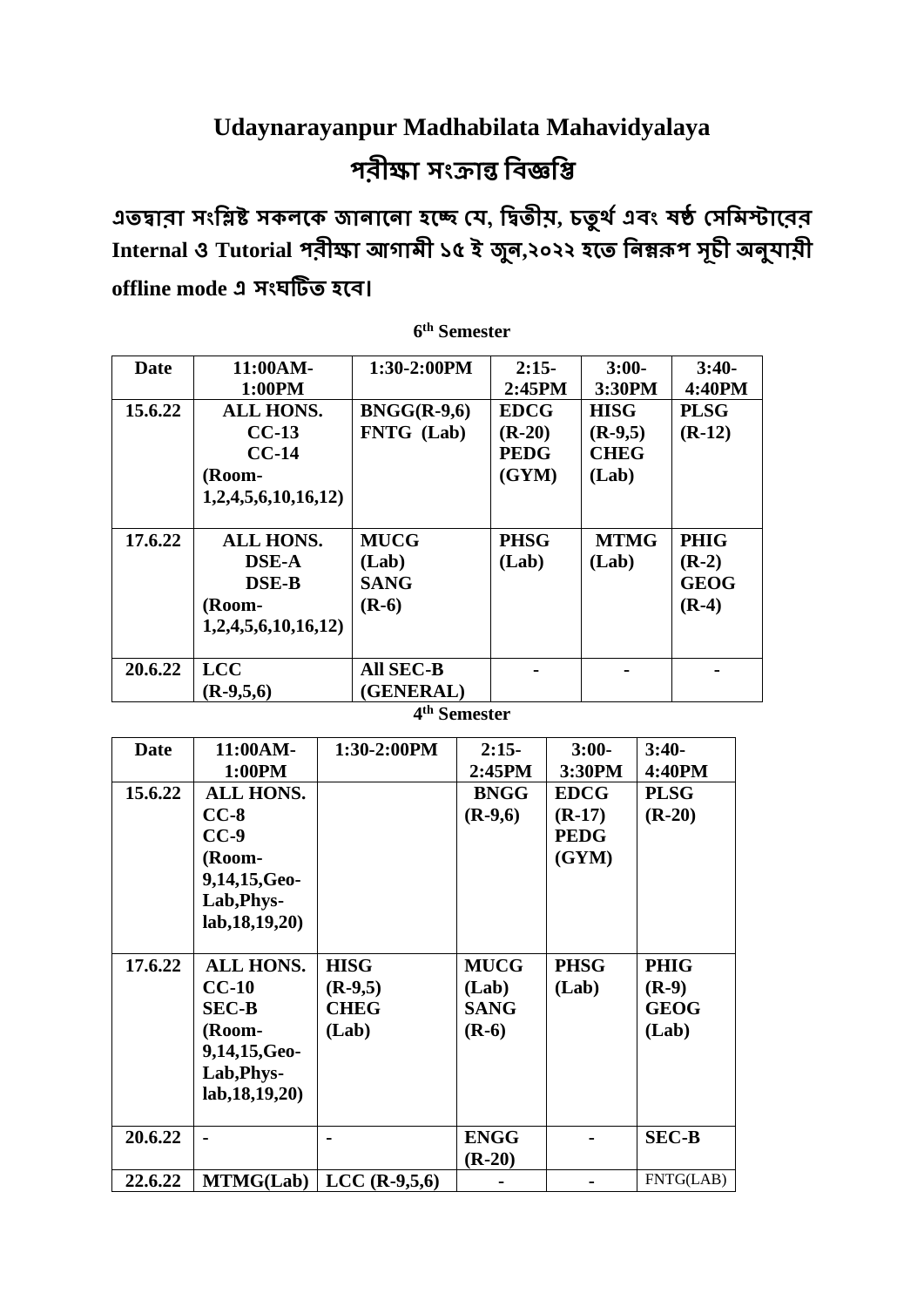# Udaynarayanpur Madhabilata Mahavidyalaya

## পরীক্ষা সংক্রান্ত বিজ্ঞপ্তি

**এতদ্বারা সংশ্লিষ্ট সকলকে জানানো হচ্ছে যে, দ্বিতীয়, চতুর্থ এবং ষষ্ঠ সেমিস্টারের Internal ও Tutorial পরীক্ষা আগামী ১৫ ই জুন,২০২২ হতে নিম্নরূপ সূচী অনুযায়ী offline mode এ সংঘটিত হবে।**

**6th Semester**

| Date | 11:00AM-1:00PM | 1:30-2:00PM | 2:15-2:45PM | 3:00-3:30PM | 3:40-4:40PM |
|---|---|---|---|---|---|
| 15.6.22 | ALL HONS. CC-13 CC-14 (Room-1,2,4,5,6,10,16,12) | BNGG(R-9,6) FNTG (Lab) | EDCG (R-20) PEDG (GYM) | HISG (R-9,5) CHEG (Lab) | PLSG (R-12) |
| 17.6.22 | ALL HONS. DSE-A DSE-B (Room-1,2,4,5,6,10,16,12) | MUCG (Lab) SANG (R-6) | PHSG (Lab) | MTMG (Lab) | PHIG (R-2) GEOG (R-4) |
| 20.6.22 | LCC (R-9,5,6) | All SEC-B (GENERAL) | - | - | - |

**4th Semester**

| Date | 11:00AM-1:00PM | 1:30-2:00PM | 2:15-2:45PM | 3:00-3:30PM | 3:40-4:40PM |
|---|---|---|---|---|---|
| 15.6.22 | ALL HONS. CC-8 CC-9 (Room-9,14,15,Geo-Lab,Phys-lab,18,19,20) | | BNGG (R-9,6) | EDCG (R-17) PEDG (GYM) | PLSG (R-20) |
| 17.6.22 | ALL HONS. CC-10 SEC-B (Room-9,14,15,Geo-Lab,Phys-lab,18,19,20) | HISG (R-9,5) CHEG (Lab) | MUCG (Lab) SANG (R-6) | PHSG (Lab) | PHIG (R-9) GEOG (Lab) |
| 20.6.22 | - | - | ENGG (R-20) | - | SEC-B |
| 22.6.22 | MTMG(Lab) | LCC (R-9,5,6) | - | - | FNTG(LAB) |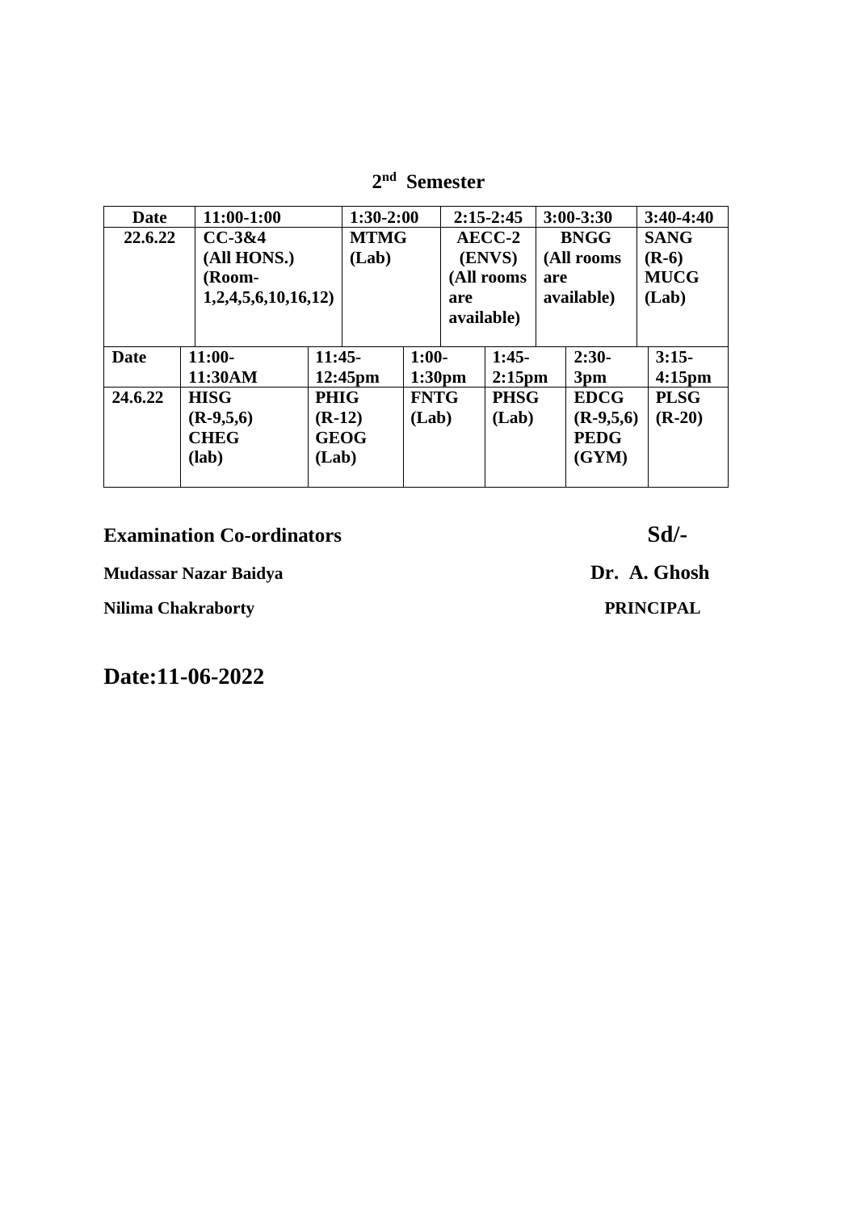## 2nd Semester

| Date | 11:00-1:00 | 1:30-2:00 | 2:15-2:45 | 3:00-3:30 | 3:40-4:40 |
|---|---|---|---|---|---|
| 22.6.22 | CC-3&4 (All HONS.) (Room- 1,2,4,5,6,10,16,12) | MTMG (Lab) | AECC-2 (ENVS) (All rooms are available) | BNGG (All rooms are available) | SANG (R-6) MUCG (Lab) |

| Date | 11:00-11:30AM | 11:45-12:45pm | 1:00-1:30pm | 1:45-2:15pm | 2:30-3pm | 3:15-4:15pm |
|---|---|---|---|---|---|---|
| 24.6.22 | HISG (R-9,5,6) CHEG (lab) | PHIG (R-12) GEOG (Lab) | FNTG (Lab) | PHSG (Lab) | EDCG (R-9,5,6) PEDG (GYM) | PLSG (R-20) |

**Examination Co-ordinators** **Sd/-**

**Mudassar Nazar Baidya** **Dr. A. Ghosh**

**Nilima Chakraborty** **PRINCIPAL**

## Date:11-06-2022